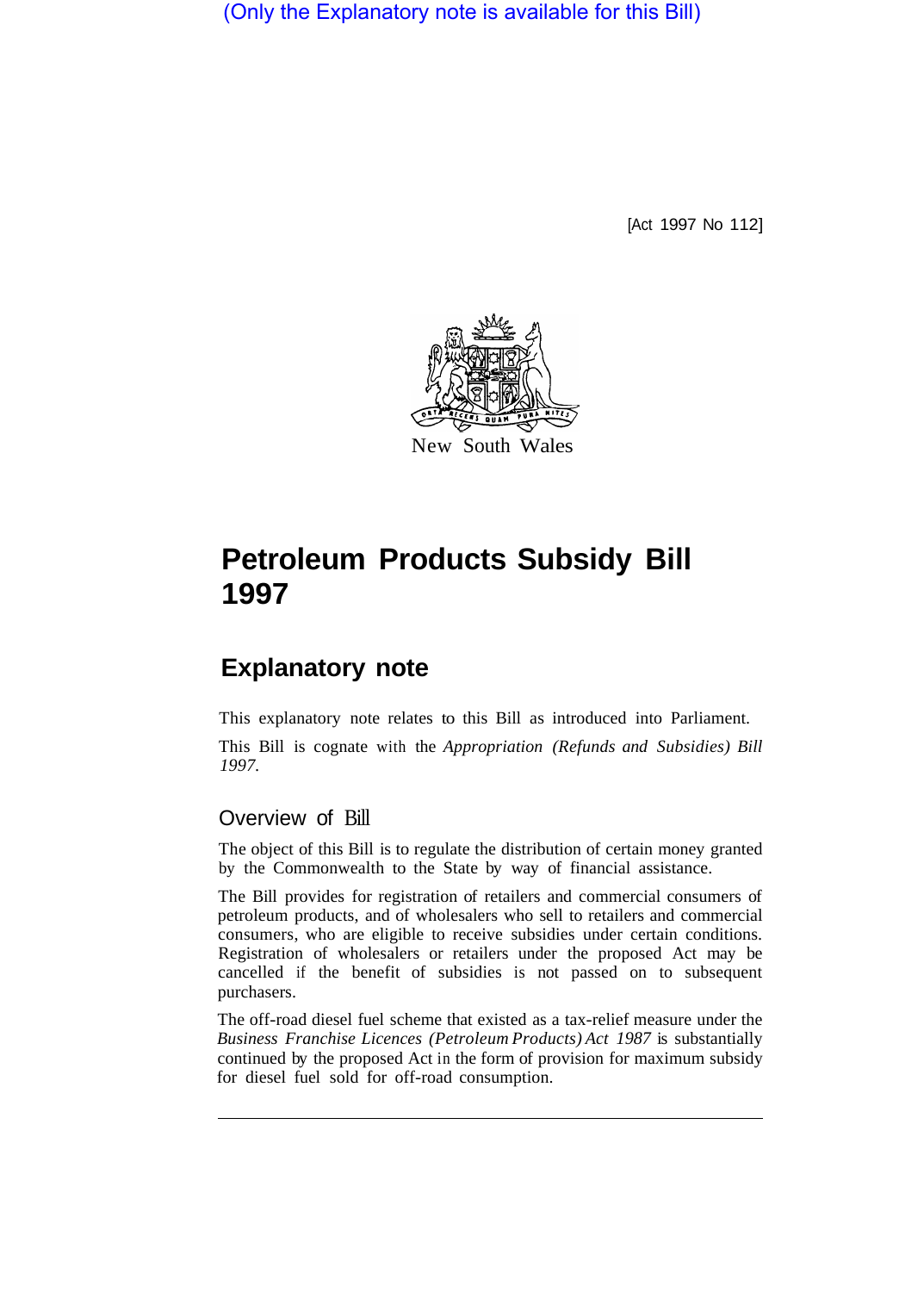(Only the Explanatory note is available for this Bill)

[Act 1997 No 112]

New South Wales

# Petroleum Products Subsidy Bill 1997

## Explanatory note

This explanatory note relates to this Bill as introduced into Parliament.

This Bill is cognate with the *Appropriation (Refunds and Subsidies) Bill 1997.*

### Overview of Bill

The object of this Bill is to regulate the distribution of certain money granted by the Commonwealth to the State by way of financial assistance.

The Bill provides for registration of retailers and commercial consumers of petroleum products, and of wholesalers who sell to retailers and commercial consumers, who are eligible to receive subsidies under certain conditions. Registration of wholesalers or retailers under the proposed Act may be cancelled if the benefit of subsidies is not passed on to subsequent purchasers.

The off-road diesel fuel scheme that existed as a tax-relief measure under the *Business Franchise Licences (Petroleum Products) Act 1987* is substantially continued by the proposed Act in the form of provision for maximum subsidy for diesel fuel sold for off-road consumption.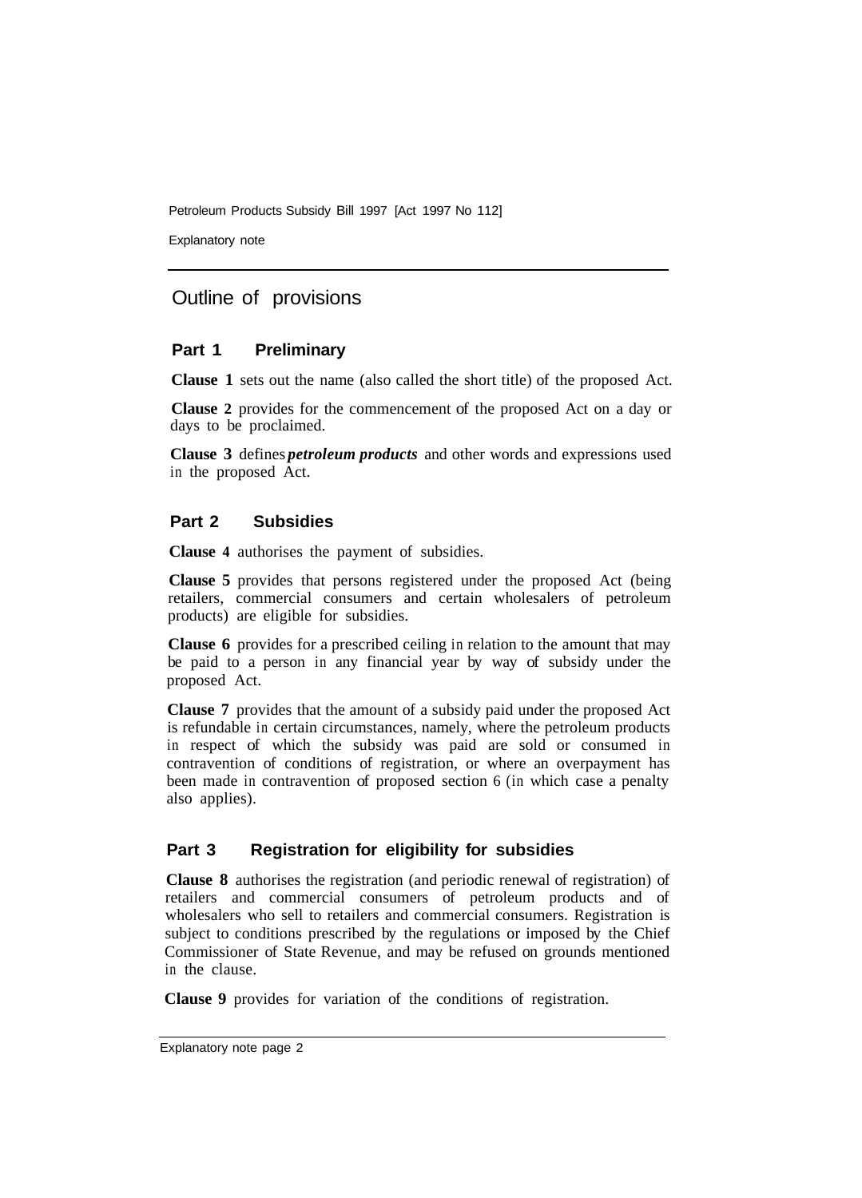## Outline of provisions

### Part 1 Preliminary

**Clause 1** sets out the name (also called the short title) of the proposed Act.

**Clause 2** provides for the commencement of the proposed Act on a day or days to be proclaimed.

**Clause 3** defines ***petroleum products*** and other words and expressions used in the proposed Act.

### Part 2 Subsidies

**Clause 4** authorises the payment of subsidies.

**Clause 5** provides that persons registered under the proposed Act (being retailers, commercial consumers and certain wholesalers of petroleum products) are eligible for subsidies.

**Clause 6** provides for a prescribed ceiling in relation to the amount that may be paid to a person in any financial year by way of subsidy under the proposed Act.

**Clause 7** provides that the amount of a subsidy paid under the proposed Act is refundable in certain circumstances, namely, where the petroleum products in respect of which the subsidy was paid are sold or consumed in contravention of conditions of registration, or where an overpayment has been made in contravention of proposed section 6 (in which case a penalty also applies).

### Part 3 Registration for eligibility for subsidies

**Clause 8** authorises the registration (and periodic renewal of registration) of retailers and commercial consumers of petroleum products and of wholesalers who sell to retailers and commercial consumers. Registration is subject to conditions prescribed by the regulations or imposed by the Chief Commissioner of State Revenue, and may be refused on grounds mentioned in the clause.

**Clause 9** provides for variation of the conditions of registration.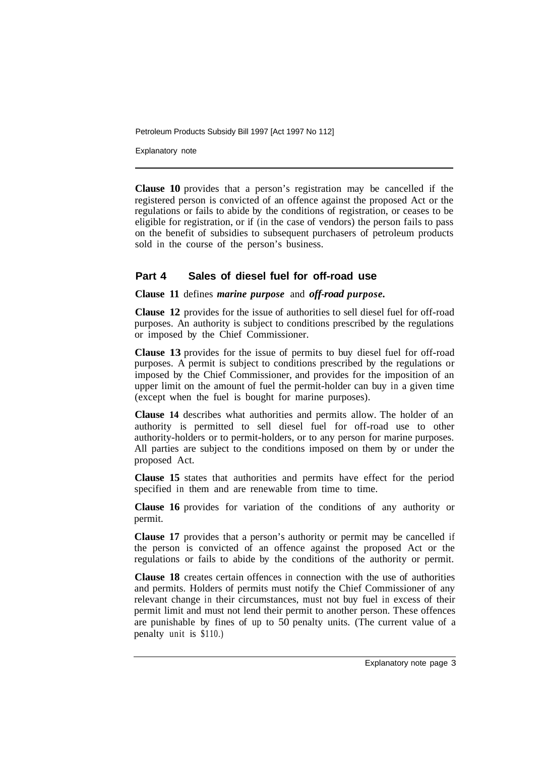**Clause 10** provides that a person's registration may be cancelled if the registered person is convicted of an offence against the proposed Act or the regulations or fails to abide by the conditions of registration, or ceases to be eligible for registration, or if (in the case of vendors) the person fails to pass on the benefit of subsidies to subsequent purchasers of petroleum products sold in the course of the person's business.

## Part 4 Sales of diesel fuel for off-road use

**Clause 11** defines ***marine purpose*** and ***off-road purpose***.

**Clause 12** provides for the issue of authorities to sell diesel fuel for off-road purposes. An authority is subject to conditions prescribed by the regulations or imposed by the Chief Commissioner.

**Clause 13** provides for the issue of permits to buy diesel fuel for off-road purposes. A permit is subject to conditions prescribed by the regulations or imposed by the Chief Commissioner, and provides for the imposition of an upper limit on the amount of fuel the permit-holder can buy in a given time (except when the fuel is bought for marine purposes).

**Clause 14** describes what authorities and permits allow. The holder of an authority is permitted to sell diesel fuel for off-road use to other authority-holders or to permit-holders, or to any person for marine purposes. All parties are subject to the conditions imposed on them by or under the proposed Act.

**Clause 15** states that authorities and permits have effect for the period specified in them and are renewable from time to time.

**Clause 16** provides for variation of the conditions of any authority or permit.

**Clause 17** provides that a person's authority or permit may be cancelled if the person is convicted of an offence against the proposed Act or the regulations or fails to abide by the conditions of the authority or permit.

**Clause 18** creates certain offences in connection with the use of authorities and permits. Holders of permits must notify the Chief Commissioner of any relevant change in their circumstances, must not buy fuel in excess of their permit limit and must not lend their permit to another person. These offences are punishable by fines of up to 50 penalty units. (The current value of a penalty unit is $110.)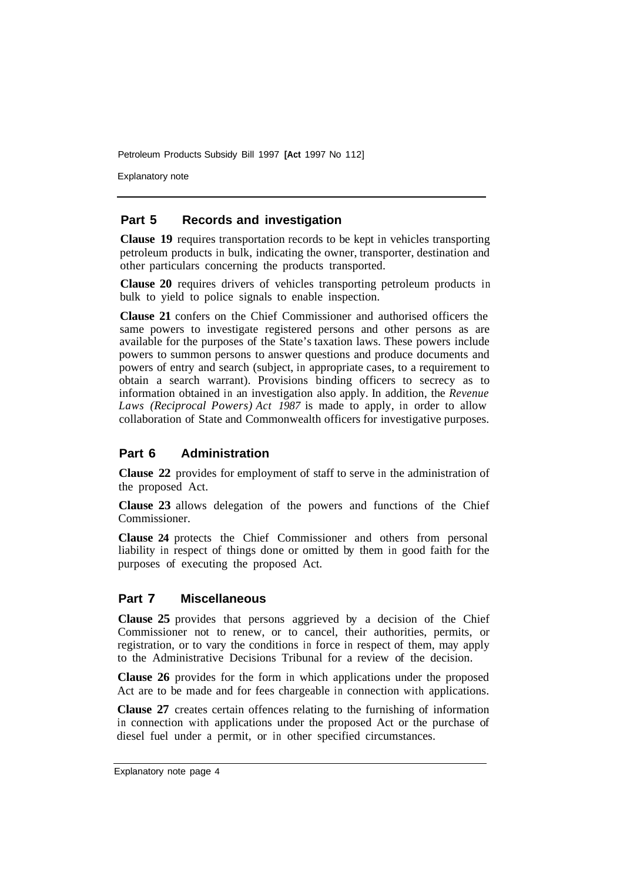## Part 5 Records and investigation

**Clause 19** requires transportation records to be kept in vehicles transporting petroleum products in bulk, indicating the owner, transporter, destination and other particulars concerning the products transported.

**Clause 20** requires drivers of vehicles transporting petroleum products in bulk to yield to police signals to enable inspection.

**Clause 21** confers on the Chief Commissioner and authorised officers the same powers to investigate registered persons and other persons as are available for the purposes of the State's taxation laws. These powers include powers to summon persons to answer questions and produce documents and powers of entry and search (subject, in appropriate cases, to a requirement to obtain a search warrant). Provisions binding officers to secrecy as to information obtained in an investigation also apply. In addition, the *Revenue Laws (Reciprocal Powers) Act 1987* is made to apply, in order to allow collaboration of State and Commonwealth officers for investigative purposes.

## Part 6 Administration

**Clause 22** provides for employment of staff to serve in the administration of the proposed Act.

**Clause 23** allows delegation of the powers and functions of the Chief Commissioner.

**Clause 24** protects the Chief Commissioner and others from personal liability in respect of things done or omitted by them in good faith for the purposes of executing the proposed Act.

## Part 7 Miscellaneous

**Clause 25** provides that persons aggrieved by a decision of the Chief Commissioner not to renew, or to cancel, their authorities, permits, or registration, or to vary the conditions in force in respect of them, may apply to the Administrative Decisions Tribunal for a review of the decision.

**Clause 26** provides for the form in which applications under the proposed Act are to be made and for fees chargeable in connection with applications.

**Clause 27** creates certain offences relating to the furnishing of information in connection with applications under the proposed Act or the purchase of diesel fuel under a permit, or in other specified circumstances.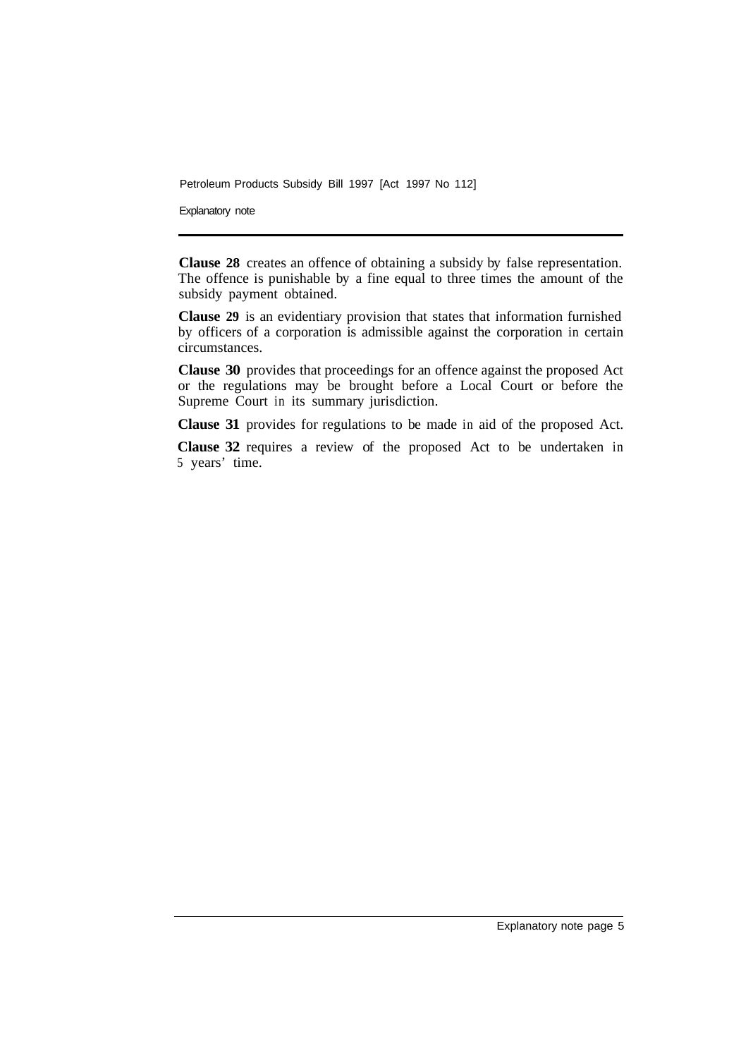**Clause 28** creates an offence of obtaining a subsidy by false representation. The offence is punishable by a fine equal to three times the amount of the subsidy payment obtained.

**Clause 29** is an evidentiary provision that states that information furnished by officers of a corporation is admissible against the corporation in certain circumstances.

**Clause 30** provides that proceedings for an offence against the proposed Act or the regulations may be brought before a Local Court or before the Supreme Court in its summary jurisdiction.

**Clause 31** provides for regulations to be made in aid of the proposed Act.

**Clause 32** requires a review of the proposed Act to be undertaken in 5 years' time.